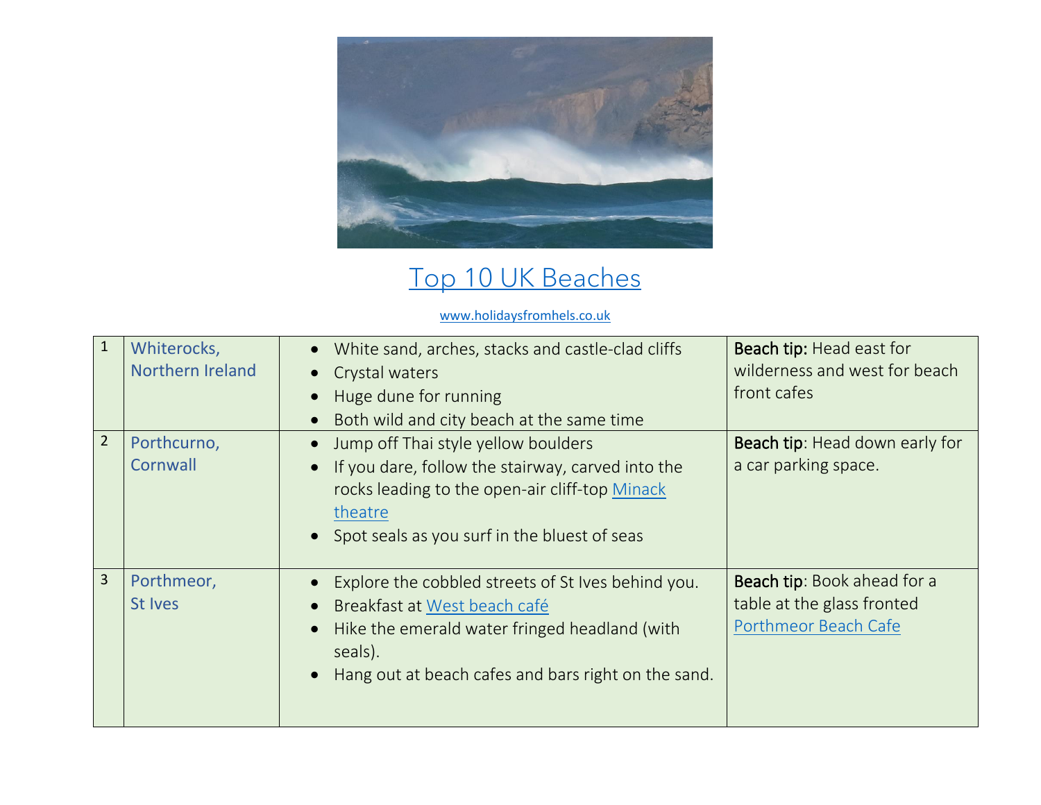# Top 10 UK Beaches

www.holidaysfromhels.co.uk

| | | | |
|---|---|---|---|
| 1 | Whiterocks, Northern Ireland | • White sand, arches, stacks and castle-clad cliffs<br>• Crystal waters<br>• Huge dune for running<br>• Both wild and city beach at the same time | **Beach tip:** Head east for wilderness and west for beach front cafes |
| 2 | Porthcurno, Cornwall | • Jump off Thai style yellow boulders<br>• If you dare, follow the stairway, carved into the rocks leading to the open-air cliff-top Minack theatre<br>• Spot seals as you surf in the bluest of seas | **Beach tip**: Head down early for a car parking space. |
| 3 | Porthmeor, St Ives | • Explore the cobbled streets of St Ives behind you.<br>• Breakfast at West beach café<br>• Hike the emerald water fringed headland (with seals).<br>• Hang out at beach cafes and bars right on the sand. | **Beach tip**: Book ahead for a table at the glass fronted Porthmeor Beach Cafe |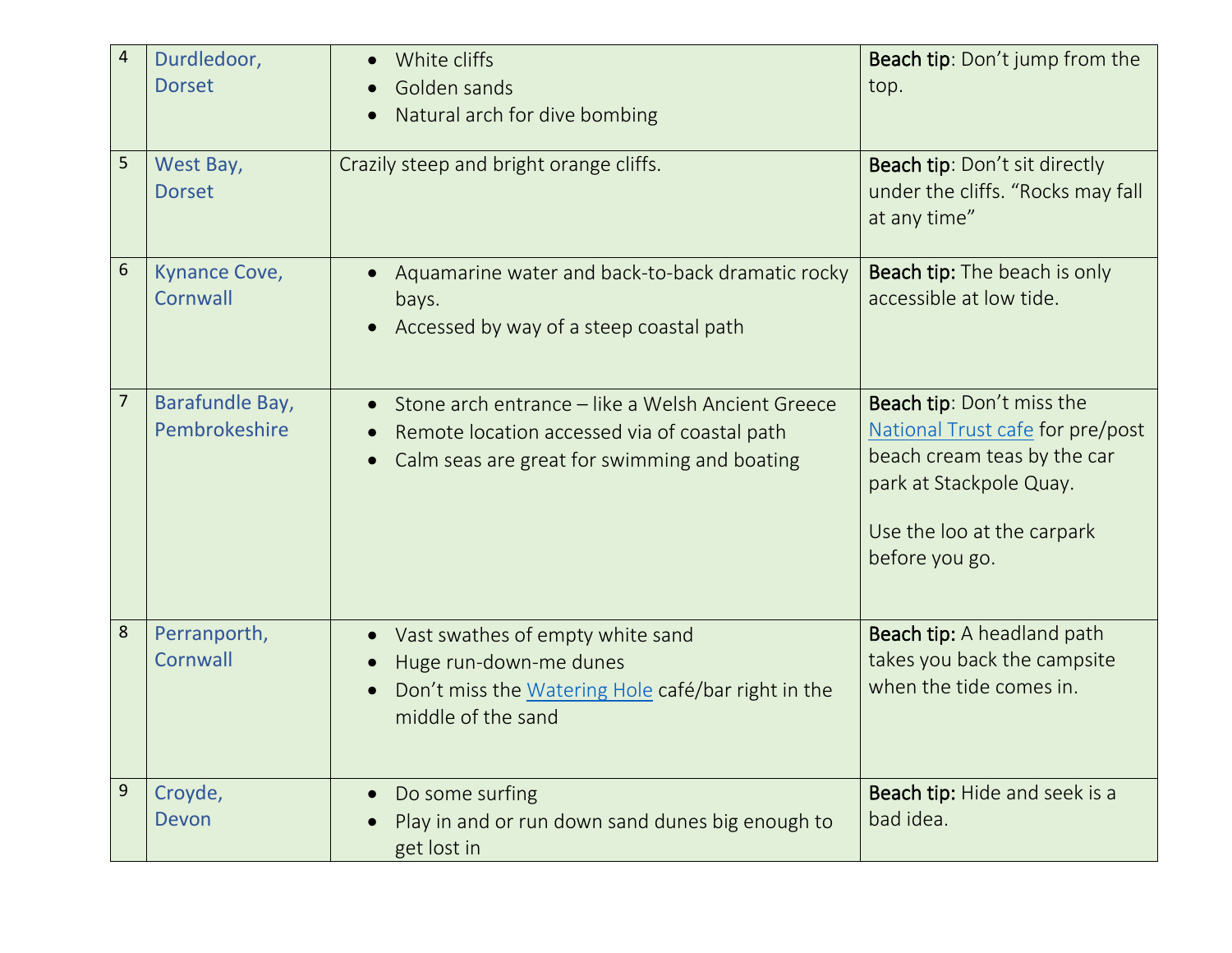| | | | |
|---|---|---|---|
| 4 | Durdledoor, Dorset | • White cliffs<br>• Golden sands<br>• Natural arch for dive bombing | **Beach tip**: Don't jump from the top. |
| 5 | West Bay, Dorset | Crazily steep and bright orange cliffs. | **Beach tip**: Don't sit directly under the cliffs. "Rocks may fall at any time" |
| 6 | Kynance Cove, Cornwall | • Aquamarine water and back-to-back dramatic rocky bays.<br>• Accessed by way of a steep coastal path | **Beach tip:** The beach is only accessible at low tide. |
| 7 | Barafundle Bay, Pembrokeshire | • Stone arch entrance – like a Welsh Ancient Greece<br>• Remote location accessed via of coastal path<br>• Calm seas are great for swimming and boating | **Beach tip**: Don't miss the National Trust cafe for pre/post beach cream teas by the car park at Stackpole Quay.<br><br>Use the loo at the carpark before you go. |
| 8 | Perranporth, Cornwall | • Vast swathes of empty white sand<br>• Huge run-down-me dunes<br>• Don't miss the Watering Hole café/bar right in the middle of the sand | **Beach tip:** A headland path takes you back the campsite when the tide comes in. |
| 9 | Croyde, Devon | • Do some surfing<br>• Play in and or run down sand dunes big enough to get lost in | **Beach tip:** Hide and seek is a bad idea. |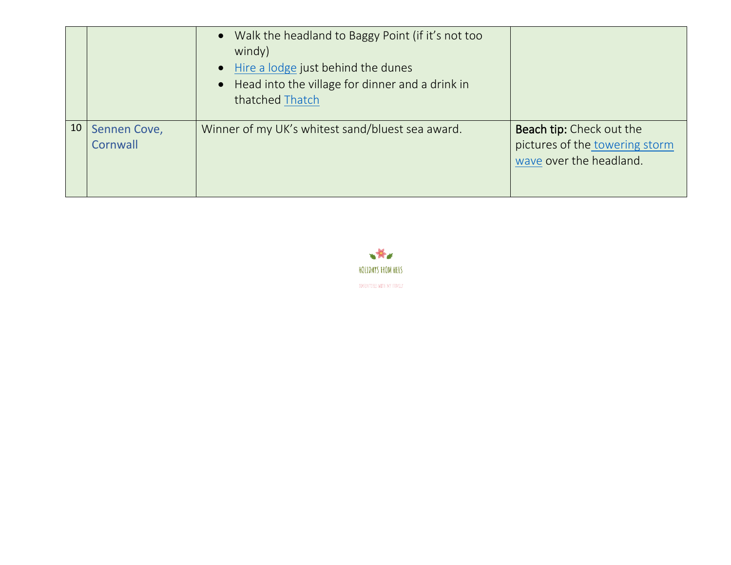| | | | |
|---|---|---|---|
| | | • Walk the headland to Baggy Point (if it's not too windy)<br>• Hire a lodge just behind the dunes<br>• Head into the village for dinner and a drink in thatched Thatch | |
| 10 | Sennen Cove, Cornwall | Winner of my UK's whitest sand/bluest sea award. | **Beach tip:** Check out the pictures of the towering storm wave over the headland. |

HOLIDAYS FROM HELS

ADVENTURES WITH MY FAMILY